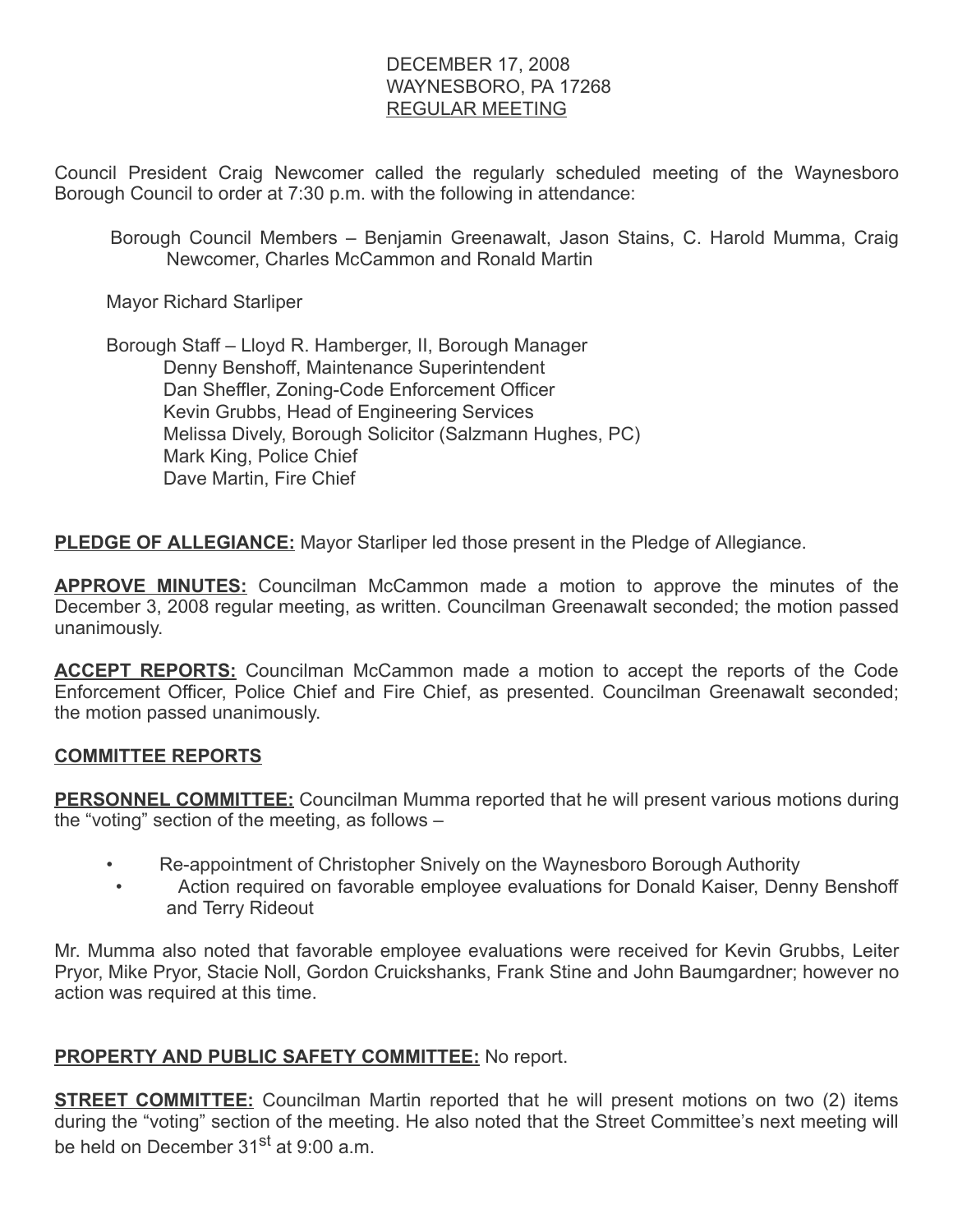DECEMBER 17, 2008
WAYNESBORO, PA 17268
REGULAR MEETING

Council President Craig Newcomer called the regularly scheduled meeting of the Waynesboro Borough Council to order at 7:30 p.m. with the following in attendance:

Borough Council Members – Benjamin Greenawalt, Jason Stains, C. Harold Mumma, Craig Newcomer, Charles McCammon and Ronald Martin

Mayor Richard Starliper

Borough Staff – Lloyd R. Hamberger, II, Borough Manager
Denny Benshoff, Maintenance Superintendent
Dan Sheffler, Zoning-Code Enforcement Officer
Kevin Grubbs, Head of Engineering Services
Melissa Dively, Borough Solicitor (Salzmann Hughes, PC)
Mark King, Police Chief
Dave Martin, Fire Chief

**PLEDGE OF ALLEGIANCE:** Mayor Starliper led those present in the Pledge of Allegiance.

**APPROVE MINUTES:** Councilman McCammon made a motion to approve the minutes of the December 3, 2008 regular meeting, as written. Councilman Greenawalt seconded; the motion passed unanimously.

**ACCEPT REPORTS:** Councilman McCammon made a motion to accept the reports of the Code Enforcement Officer, Police Chief and Fire Chief, as presented. Councilman Greenawalt seconded; the motion passed unanimously.

**COMMITTEE REPORTS**

**PERSONNEL COMMITTEE:** Councilman Mumma reported that he will present various motions during the "voting" section of the meeting, as follows –

- Re-appointment of Christopher Snively on the Waynesboro Borough Authority
- Action required on favorable employee evaluations for Donald Kaiser, Denny Benshoff and Terry Rideout

Mr. Mumma also noted that favorable employee evaluations were received for Kevin Grubbs, Leiter Pryor, Mike Pryor, Stacie Noll, Gordon Cruickshanks, Frank Stine and John Baumgardner; however no action was required at this time.

**PROPERTY AND PUBLIC SAFETY COMMITTEE:** No report.

**STREET COMMITTEE:** Councilman Martin reported that he will present motions on two (2) items during the "voting" section of the meeting. He also noted that the Street Committee's next meeting will be held on December 31st at 9:00 a.m.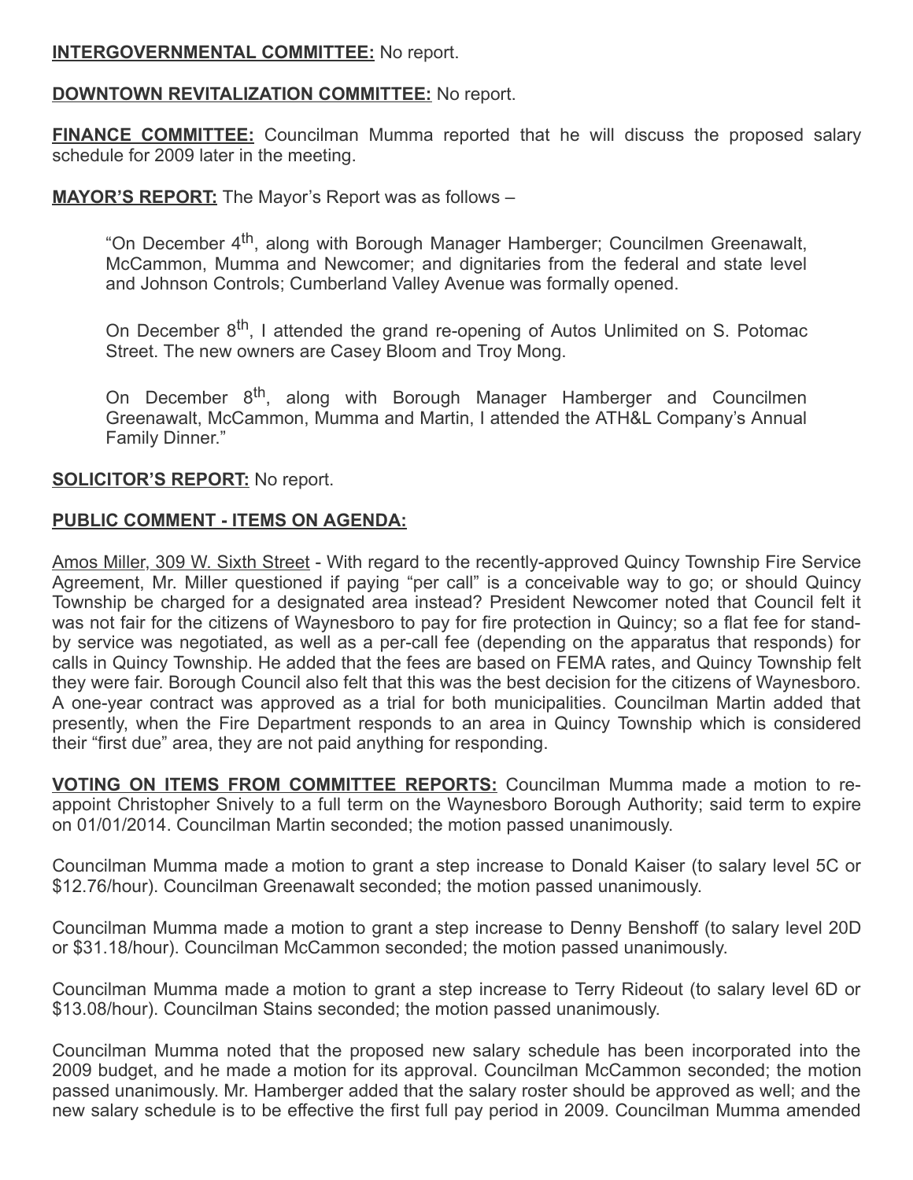**INTERGOVERNMENTAL COMMITTEE:** No report.

**DOWNTOWN REVITALIZATION COMMITTEE:** No report.

**FINANCE COMMITTEE:** Councilman Mumma reported that he will discuss the proposed salary schedule for 2009 later in the meeting.

**MAYOR'S REPORT:** The Mayor's Report was as follows –

> "On December 4th, along with Borough Manager Hamberger; Councilmen Greenawalt, McCammon, Mumma and Newcomer; and dignitaries from the federal and state level and Johnson Controls; Cumberland Valley Avenue was formally opened.
>
> On December 8th, I attended the grand re-opening of Autos Unlimited on S. Potomac Street. The new owners are Casey Bloom and Troy Mong.
>
> On December 8th, along with Borough Manager Hamberger and Councilmen Greenawalt, McCammon, Mumma and Martin, I attended the ATH&L Company's Annual Family Dinner."

**SOLICITOR'S REPORT:** No report.

**PUBLIC COMMENT - ITEMS ON AGENDA:**

Amos Miller, 309 W. Sixth Street - With regard to the recently-approved Quincy Township Fire Service Agreement, Mr. Miller questioned if paying "per call" is a conceivable way to go; or should Quincy Township be charged for a designated area instead? President Newcomer noted that Council felt it was not fair for the citizens of Waynesboro to pay for fire protection in Quincy; so a flat fee for stand-by service was negotiated, as well as a per-call fee (depending on the apparatus that responds) for calls in Quincy Township. He added that the fees are based on FEMA rates, and Quincy Township felt they were fair. Borough Council also felt that this was the best decision for the citizens of Waynesboro. A one-year contract was approved as a trial for both municipalities. Councilman Martin added that presently, when the Fire Department responds to an area in Quincy Township which is considered their "first due" area, they are not paid anything for responding.

**VOTING ON ITEMS FROM COMMITTEE REPORTS:** Councilman Mumma made a motion to re-appoint Christopher Snively to a full term on the Waynesboro Borough Authority; said term to expire on 01/01/2014. Councilman Martin seconded; the motion passed unanimously.

Councilman Mumma made a motion to grant a step increase to Donald Kaiser (to salary level 5C or $12.76/hour). Councilman Greenawalt seconded; the motion passed unanimously.

Councilman Mumma made a motion to grant a step increase to Denny Benshoff (to salary level 20D or $31.18/hour). Councilman McCammon seconded; the motion passed unanimously.

Councilman Mumma made a motion to grant a step increase to Terry Rideout (to salary level 6D or $13.08/hour). Councilman Stains seconded; the motion passed unanimously.

Councilman Mumma noted that the proposed new salary schedule has been incorporated into the 2009 budget, and he made a motion for its approval. Councilman McCammon seconded; the motion passed unanimously. Mr. Hamberger added that the salary roster should be approved as well; and the new salary schedule is to be effective the first full pay period in 2009. Councilman Mumma amended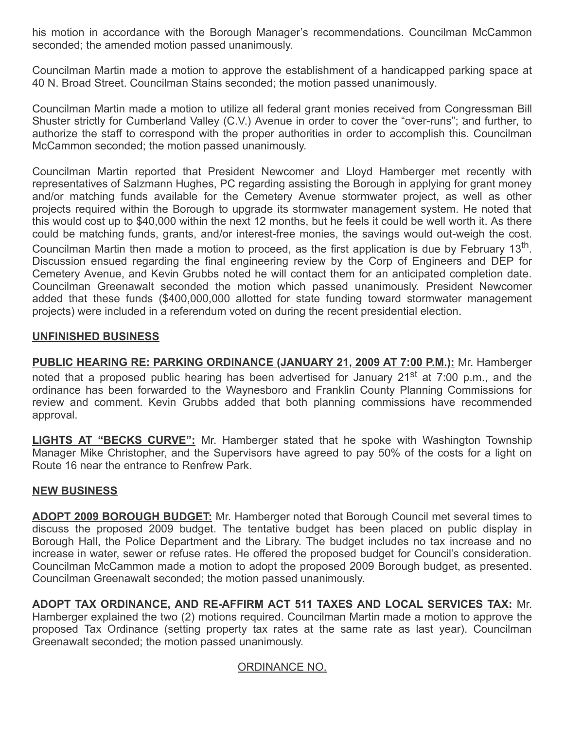his motion in accordance with the Borough Manager's recommendations. Councilman McCammon seconded; the amended motion passed unanimously.

Councilman Martin made a motion to approve the establishment of a handicapped parking space at 40 N. Broad Street. Councilman Stains seconded; the motion passed unanimously.

Councilman Martin made a motion to utilize all federal grant monies received from Congressman Bill Shuster strictly for Cumberland Valley (C.V.) Avenue in order to cover the "over-runs"; and further, to authorize the staff to correspond with the proper authorities in order to accomplish this. Councilman McCammon seconded; the motion passed unanimously.

Councilman Martin reported that President Newcomer and Lloyd Hamberger met recently with representatives of Salzmann Hughes, PC regarding assisting the Borough in applying for grant money and/or matching funds available for the Cemetery Avenue stormwater project, as well as other projects required within the Borough to upgrade its stormwater management system. He noted that this would cost up to $40,000 within the next 12 months, but he feels it could be well worth it. As there could be matching funds, grants, and/or interest-free monies, the savings would out-weigh the cost. Councilman Martin then made a motion to proceed, as the first application is due by February 13th. Discussion ensued regarding the final engineering review by the Corp of Engineers and DEP for Cemetery Avenue, and Kevin Grubbs noted he will contact them for an anticipated completion date. Councilman Greenawalt seconded the motion which passed unanimously. President Newcomer added that these funds ($400,000,000 allotted for state funding toward stormwater management projects) were included in a referendum voted on during the recent presidential election.

**UNFINISHED BUSINESS**

**PUBLIC HEARING RE: PARKING ORDINANCE (JANUARY 21, 2009 AT 7:00 P.M.):** Mr. Hamberger noted that a proposed public hearing has been advertised for January 21st at 7:00 p.m., and the ordinance has been forwarded to the Waynesboro and Franklin County Planning Commissions for review and comment. Kevin Grubbs added that both planning commissions have recommended approval.

**LIGHTS AT "BECKS CURVE":** Mr. Hamberger stated that he spoke with Washington Township Manager Mike Christopher, and the Supervisors have agreed to pay 50% of the costs for a light on Route 16 near the entrance to Renfrew Park.

**NEW BUSINESS**

**ADOPT 2009 BOROUGH BUDGET:** Mr. Hamberger noted that Borough Council met several times to discuss the proposed 2009 budget. The tentative budget has been placed on public display in Borough Hall, the Police Department and the Library. The budget includes no tax increase and no increase in water, sewer or refuse rates. He offered the proposed budget for Council's consideration. Councilman McCammon made a motion to adopt the proposed 2009 Borough budget, as presented. Councilman Greenawalt seconded; the motion passed unanimously.

**ADOPT TAX ORDINANCE, AND RE-AFFIRM ACT 511 TAXES AND LOCAL SERVICES TAX:** Mr. Hamberger explained the two (2) motions required. Councilman Martin made a motion to approve the proposed Tax Ordinance (setting property tax rates at the same rate as last year). Councilman Greenawalt seconded; the motion passed unanimously.

ORDINANCE NO.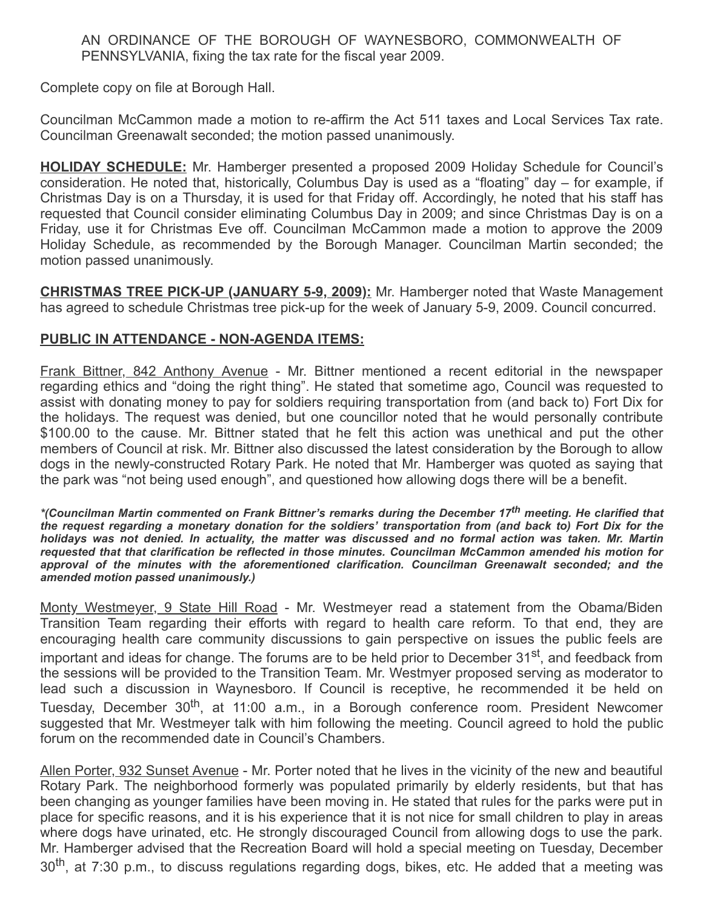AN ORDINANCE OF THE BOROUGH OF WAYNESBORO, COMMONWEALTH OF PENNSYLVANIA, fixing the tax rate for the fiscal year 2009.

Complete copy on file at Borough Hall.

Councilman McCammon made a motion to re-affirm the Act 511 taxes and Local Services Tax rate. Councilman Greenawalt seconded; the motion passed unanimously.

**HOLIDAY SCHEDULE:** Mr. Hamberger presented a proposed 2009 Holiday Schedule for Council's consideration. He noted that, historically, Columbus Day is used as a "floating" day – for example, if Christmas Day is on a Thursday, it is used for that Friday off. Accordingly, he noted that his staff has requested that Council consider eliminating Columbus Day in 2009; and since Christmas Day is on a Friday, use it for Christmas Eve off. Councilman McCammon made a motion to approve the 2009 Holiday Schedule, as recommended by the Borough Manager. Councilman Martin seconded; the motion passed unanimously.

**CHRISTMAS TREE PICK-UP (JANUARY 5-9, 2009):** Mr. Hamberger noted that Waste Management has agreed to schedule Christmas tree pick-up for the week of January 5-9, 2009. Council concurred.

**PUBLIC IN ATTENDANCE - NON-AGENDA ITEMS:**

Frank Bittner, 842 Anthony Avenue - Mr. Bittner mentioned a recent editorial in the newspaper regarding ethics and "doing the right thing". He stated that sometime ago, Council was requested to assist with donating money to pay for soldiers requiring transportation from (and back to) Fort Dix for the holidays. The request was denied, but one councillor noted that he would personally contribute $100.00 to the cause. Mr. Bittner stated that he felt this action was unethical and put the other members of Council at risk. Mr. Bittner also discussed the latest consideration by the Borough to allow dogs in the newly-constructed Rotary Park. He noted that Mr. Hamberger was quoted as saying that the park was "not being used enough", and questioned how allowing dogs there will be a benefit.

***(Councilman Martin commented on Frank Bittner's remarks during the December 17th meeting. He clarified that the request regarding a monetary donation for the soldiers' transportation from (and back to) Fort Dix for the holidays was not denied. In actuality, the matter was discussed and no formal action was taken. Mr. Martin requested that that clarification be reflected in those minutes. Councilman McCammon amended his motion for approval of the minutes with the aforementioned clarification. Councilman Greenawalt seconded; and the amended motion passed unanimously.)***

Monty Westmeyer, 9 State Hill Road - Mr. Westmeyer read a statement from the Obama/Biden Transition Team regarding their efforts with regard to health care reform. To that end, they are encouraging health care community discussions to gain perspective on issues the public feels are important and ideas for change. The forums are to be held prior to December 31st, and feedback from the sessions will be provided to the Transition Team. Mr. Westmyer proposed serving as moderator to lead such a discussion in Waynesboro. If Council is receptive, he recommended it be held on Tuesday, December 30th, at 11:00 a.m., in a Borough conference room. President Newcomer suggested that Mr. Westmeyer talk with him following the meeting. Council agreed to hold the public forum on the recommended date in Council's Chambers.

Allen Porter, 932 Sunset Avenue - Mr. Porter noted that he lives in the vicinity of the new and beautiful Rotary Park. The neighborhood formerly was populated primarily by elderly residents, but that has been changing as younger families have been moving in. He stated that rules for the parks were put in place for specific reasons, and it is his experience that it is not nice for small children to play in areas where dogs have urinated, etc. He strongly discouraged Council from allowing dogs to use the park. Mr. Hamberger advised that the Recreation Board will hold a special meeting on Tuesday, December 30th, at 7:30 p.m., to discuss regulations regarding dogs, bikes, etc. He added that a meeting was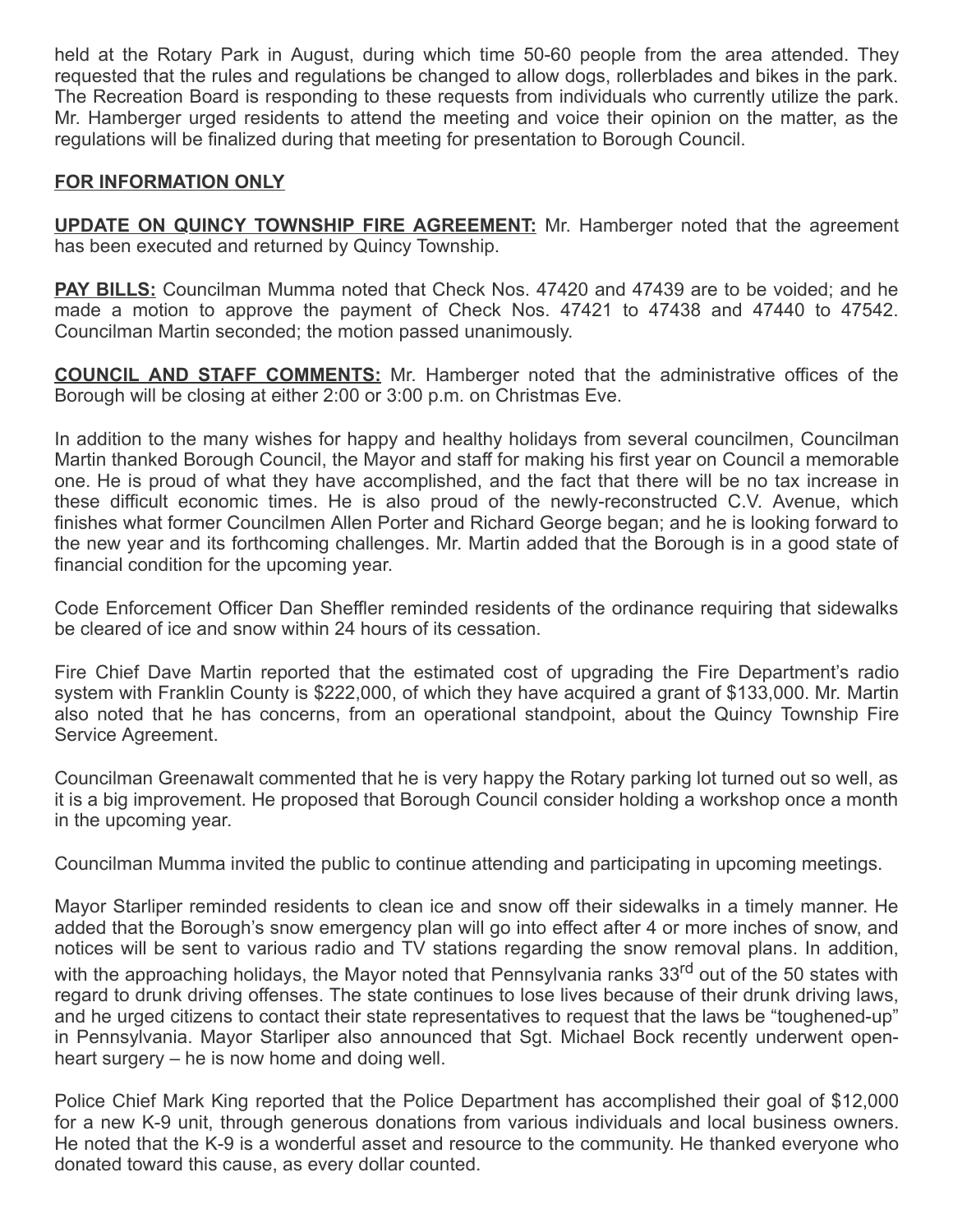held at the Rotary Park in August, during which time 50-60 people from the area attended. They requested that the rules and regulations be changed to allow dogs, rollerblades and bikes in the park. The Recreation Board is responding to these requests from individuals who currently utilize the park. Mr. Hamberger urged residents to attend the meeting and voice their opinion on the matter, as the regulations will be finalized during that meeting for presentation to Borough Council.

**FOR INFORMATION ONLY**

**UPDATE ON QUINCY TOWNSHIP FIRE AGREEMENT:** Mr. Hamberger noted that the agreement has been executed and returned by Quincy Township.

**PAY BILLS:** Councilman Mumma noted that Check Nos. 47420 and 47439 are to be voided; and he made a motion to approve the payment of Check Nos. 47421 to 47438 and 47440 to 47542. Councilman Martin seconded; the motion passed unanimously.

**COUNCIL AND STAFF COMMENTS:** Mr. Hamberger noted that the administrative offices of the Borough will be closing at either 2:00 or 3:00 p.m. on Christmas Eve.

In addition to the many wishes for happy and healthy holidays from several councilmen, Councilman Martin thanked Borough Council, the Mayor and staff for making his first year on Council a memorable one. He is proud of what they have accomplished, and the fact that there will be no tax increase in these difficult economic times. He is also proud of the newly-reconstructed C.V. Avenue, which finishes what former Councilmen Allen Porter and Richard George began; and he is looking forward to the new year and its forthcoming challenges. Mr. Martin added that the Borough is in a good state of financial condition for the upcoming year.

Code Enforcement Officer Dan Sheffler reminded residents of the ordinance requiring that sidewalks be cleared of ice and snow within 24 hours of its cessation.

Fire Chief Dave Martin reported that the estimated cost of upgrading the Fire Department's radio system with Franklin County is $222,000, of which they have acquired a grant of $133,000. Mr. Martin also noted that he has concerns, from an operational standpoint, about the Quincy Township Fire Service Agreement.

Councilman Greenawalt commented that he is very happy the Rotary parking lot turned out so well, as it is a big improvement. He proposed that Borough Council consider holding a workshop once a month in the upcoming year.

Councilman Mumma invited the public to continue attending and participating in upcoming meetings.

Mayor Starliper reminded residents to clean ice and snow off their sidewalks in a timely manner. He added that the Borough's snow emergency plan will go into effect after 4 or more inches of snow, and notices will be sent to various radio and TV stations regarding the snow removal plans. In addition, with the approaching holidays, the Mayor noted that Pennsylvania ranks 33rd out of the 50 states with regard to drunk driving offenses. The state continues to lose lives because of their drunk driving laws, and he urged citizens to contact their state representatives to request that the laws be "toughened-up" in Pennsylvania. Mayor Starliper also announced that Sgt. Michael Bock recently underwent open-heart surgery – he is now home and doing well.

Police Chief Mark King reported that the Police Department has accomplished their goal of $12,000 for a new K-9 unit, through generous donations from various individuals and local business owners. He noted that the K-9 is a wonderful asset and resource to the community. He thanked everyone who donated toward this cause, as every dollar counted.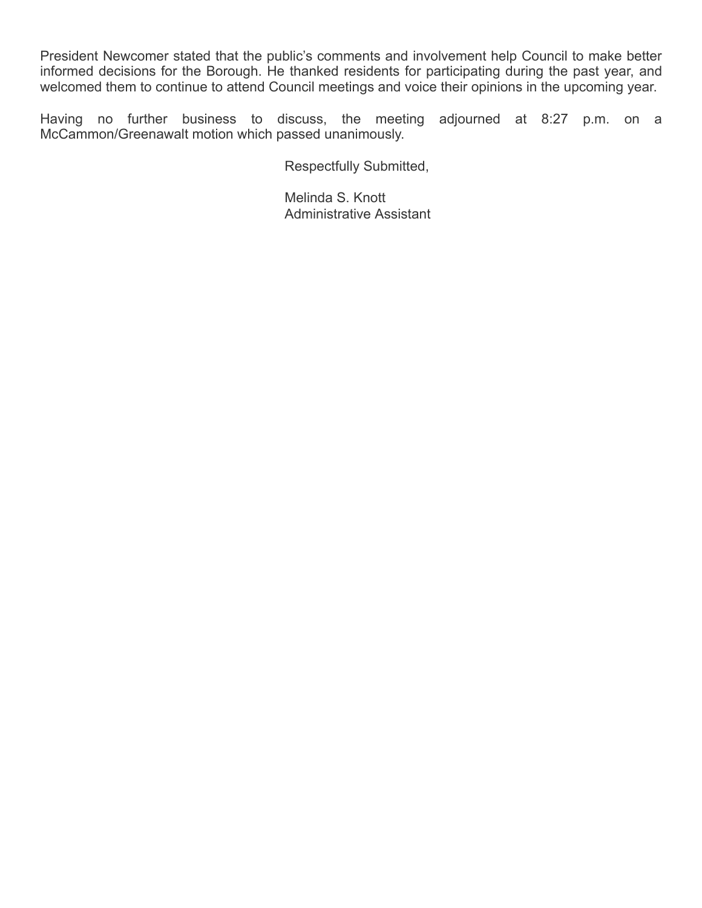President Newcomer stated that the public's comments and involvement help Council to make better informed decisions for the Borough. He thanked residents for participating during the past year, and welcomed them to continue to attend Council meetings and voice their opinions in the upcoming year.

Having no further business to discuss, the meeting adjourned at 8:27 p.m. on a McCammon/Greenawalt motion which passed unanimously.

Respectfully Submitted,

Melinda S. Knott
Administrative Assistant